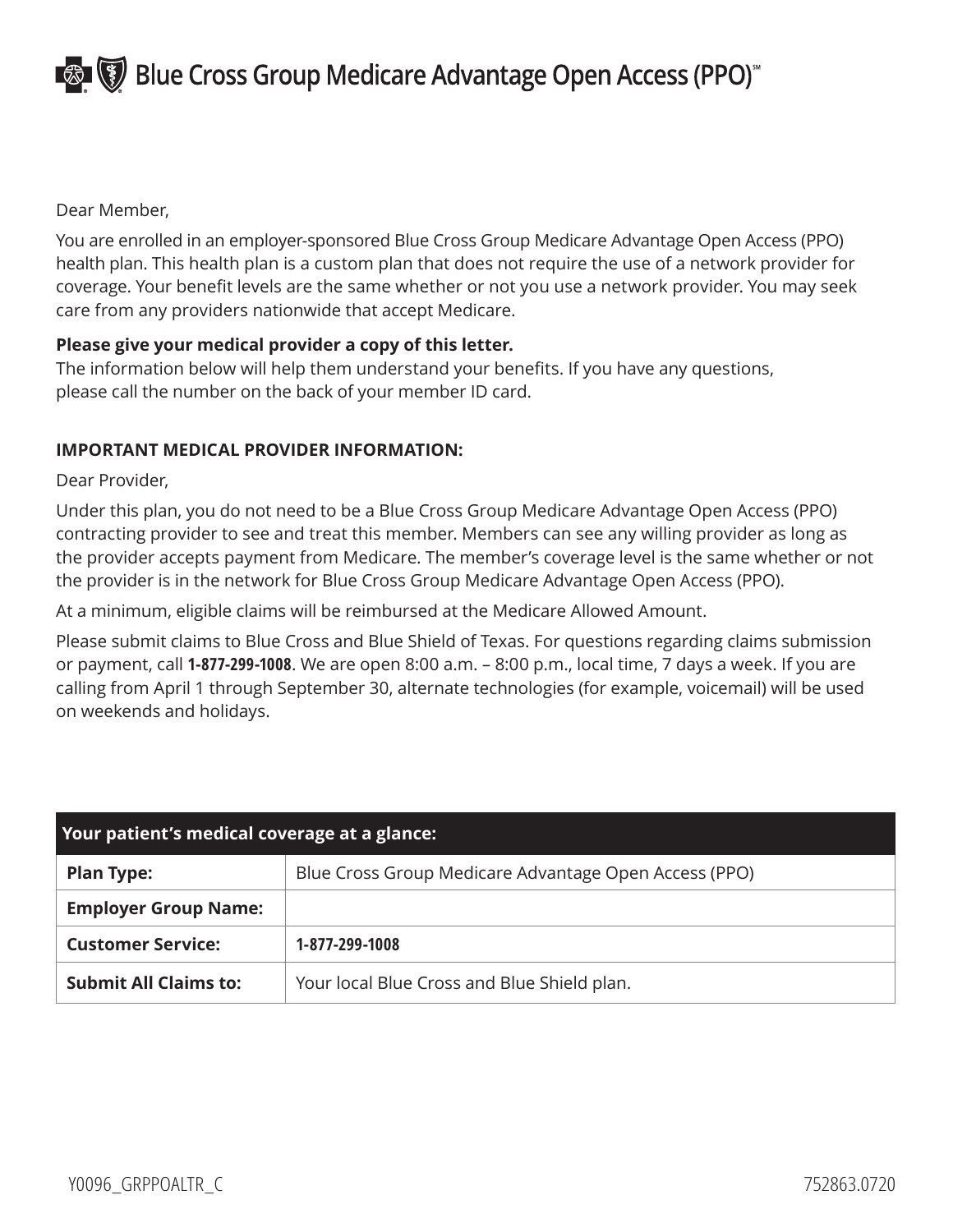# Blue Cross Group Medicare Advantage Open Access (PPO)℠

Dear Member,

You are enrolled in an employer-sponsored Blue Cross Group Medicare Advantage Open Access (PPO) health plan. This health plan is a custom plan that does not require the use of a network provider for coverage. Your benefit levels are the same whether or not you use a network provider. You may seek care from any providers nationwide that accept Medicare.

**Please give your medical provider a copy of this letter.**
The information below will help them understand your benefits. If you have any questions, please call the number on the back of your member ID card.

**IMPORTANT MEDICAL PROVIDER INFORMATION:**

Dear Provider,

Under this plan, you do not need to be a Blue Cross Group Medicare Advantage Open Access (PPO) contracting provider to see and treat this member. Members can see any willing provider as long as the provider accepts payment from Medicare. The member's coverage level is the same whether or not the provider is in the network for Blue Cross Group Medicare Advantage Open Access (PPO).

At a minimum, eligible claims will be reimbursed at the Medicare Allowed Amount.

Please submit claims to Blue Cross and Blue Shield of Texas. For questions regarding claims submission or payment, call **1-877-299-1008**. We are open 8:00 a.m. – 8:00 p.m., local time, 7 days a week. If you are calling from April 1 through September 30, alternate technologies (for example, voicemail) will be used on weekends and holidays.

| Your patient's medical coverage at a glance: | |
|---|---|
| **Plan Type:** | Blue Cross Group Medicare Advantage Open Access (PPO) |
| **Employer Group Name:** | |
| **Customer Service:** | **1-877-299-1008** |
| **Submit All Claims to:** | Your local Blue Cross and Blue Shield plan. |

Y0096_GRPPOALTR_C 752863.0720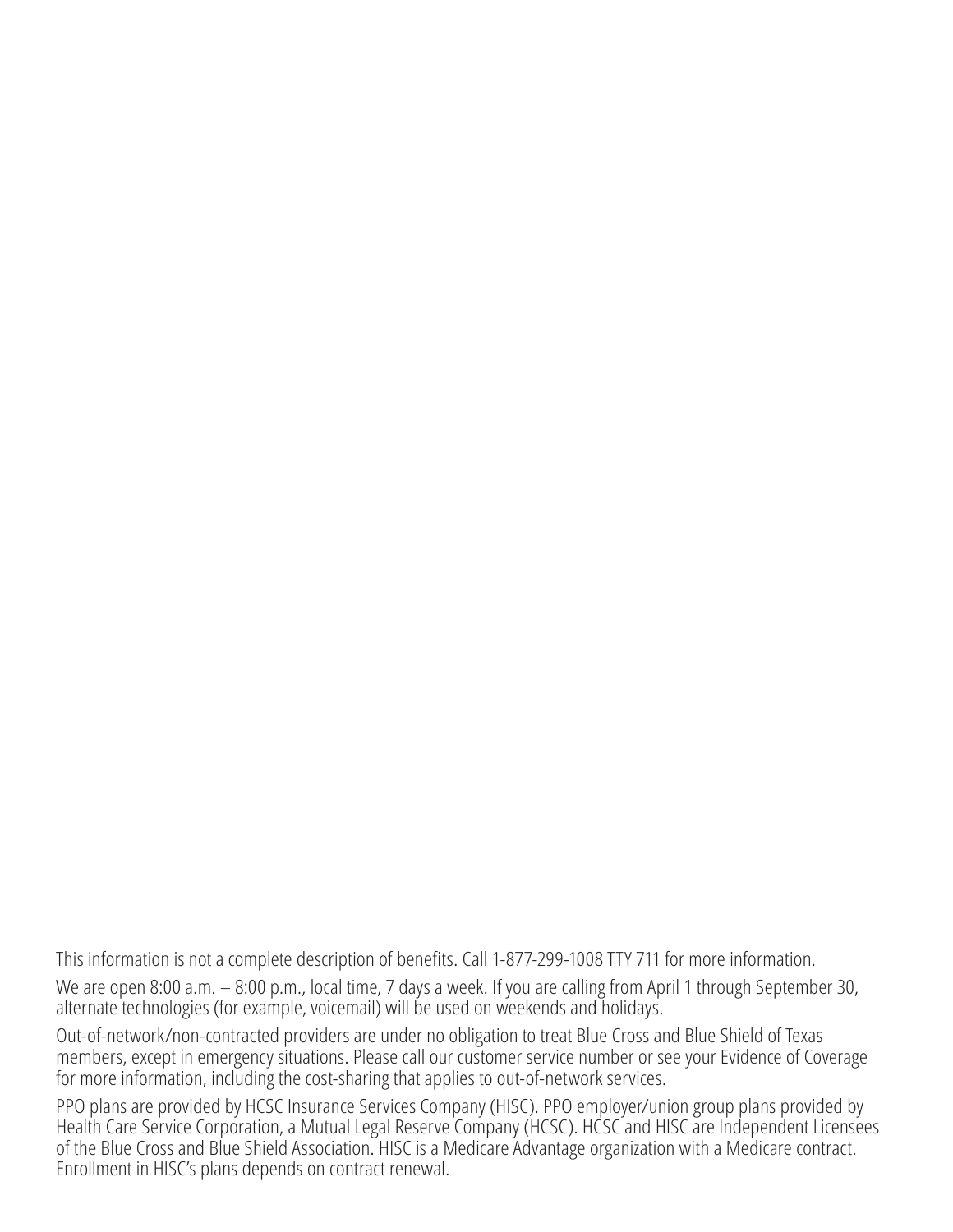This information is not a complete description of benefits. Call 1-877-299-1008 TTY 711 for more information.

We are open 8:00 a.m. – 8:00 p.m., local time, 7 days a week. If you are calling from April 1 through September 30, alternate technologies (for example, voicemail) will be used on weekends and holidays.

Out-of-network/non-contracted providers are under no obligation to treat Blue Cross and Blue Shield of Texas members, except in emergency situations. Please call our customer service number or see your Evidence of Coverage for more information, including the cost-sharing that applies to out-of-network services.

PPO plans are provided by HCSC Insurance Services Company (HISC). PPO employer/union group plans provided by Health Care Service Corporation, a Mutual Legal Reserve Company (HCSC). HCSC and HISC are Independent Licensees of the Blue Cross and Blue Shield Association. HISC is a Medicare Advantage organization with a Medicare contract. Enrollment in HISC's plans depends on contract renewal.